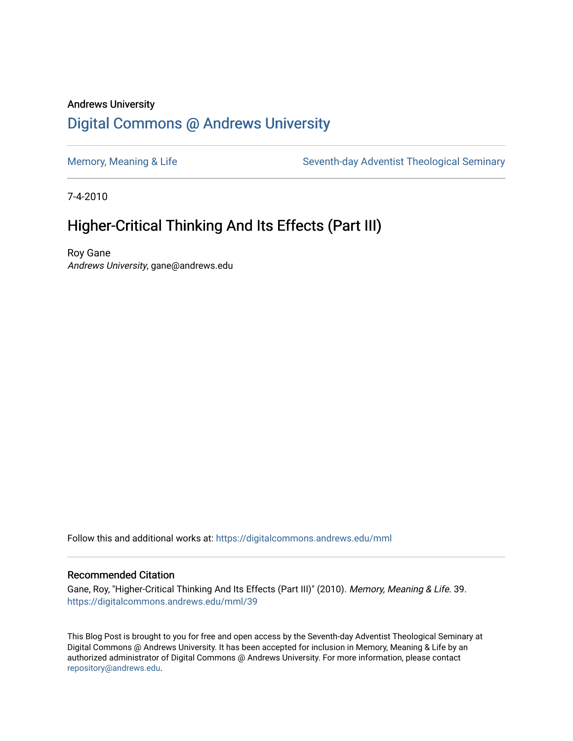Andrews University

# Digital Commons @ Andrews University

Memory, Meaning & Life

Seventh-day Adventist Theological Seminary

7-4-2010

## Higher-Critical Thinking And Its Effects (Part III)

Roy Gane
*Andrews University*, gane@andrews.edu

Follow this and additional works at: https://digitalcommons.andrews.edu/mml

### Recommended Citation

Gane, Roy, "Higher-Critical Thinking And Its Effects (Part III)" (2010). *Memory, Meaning & Life*. 39.
https://digitalcommons.andrews.edu/mml/39

This Blog Post is brought to you for free and open access by the Seventh-day Adventist Theological Seminary at Digital Commons @ Andrews University. It has been accepted for inclusion in Memory, Meaning & Life by an authorized administrator of Digital Commons @ Andrews University. For more information, please contact repository@andrews.edu.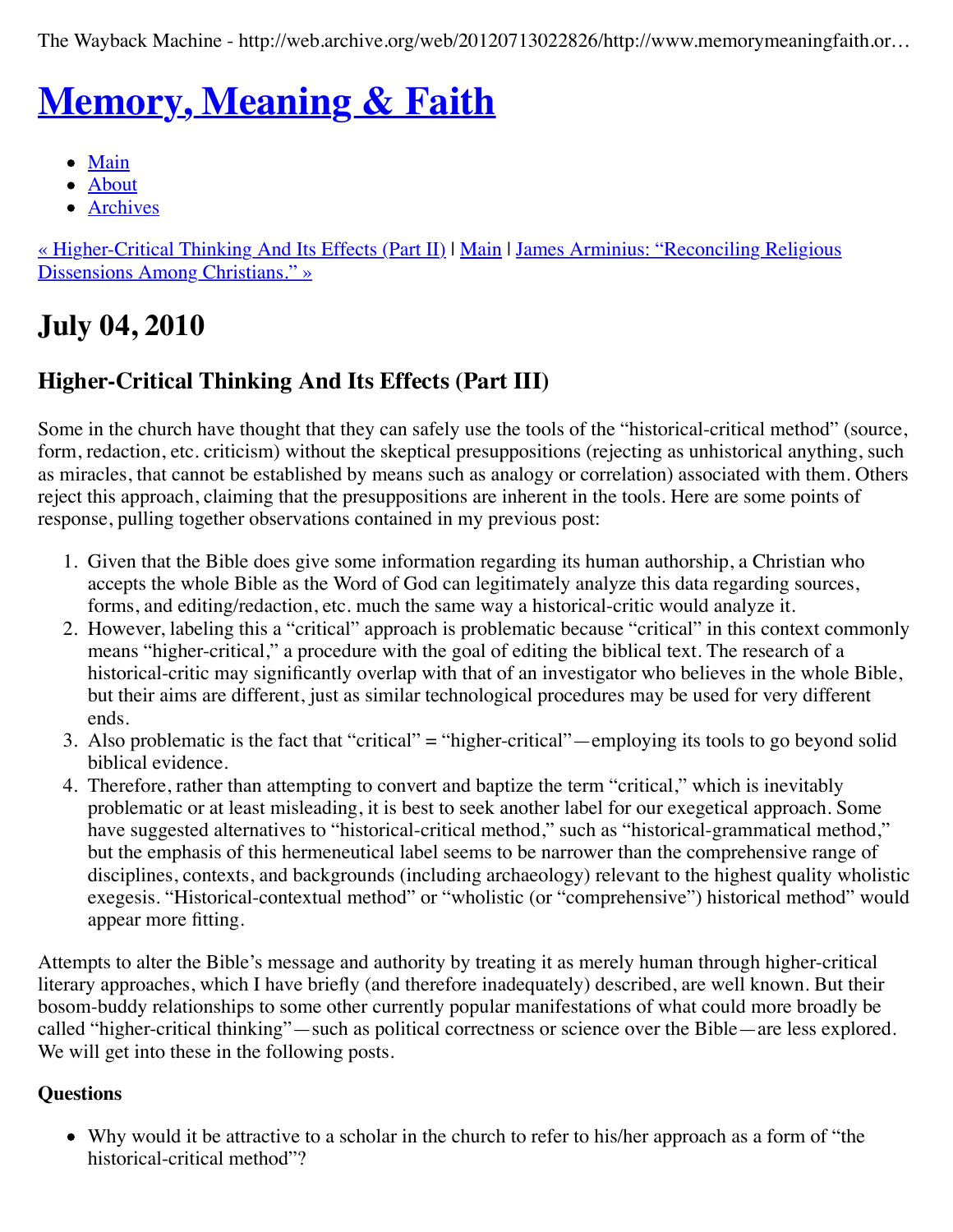The Wayback Machine - http://web.archive.org/web/20120713022826/http://www.memorymeaningfaith.or…

# [Memory, Meaning & Faith]

- [Main]
- [About]
- [Archives]

[« Higher-Critical Thinking And Its Effects (Part II)] | [Main] | [James Arminius: "Reconciling Religious Dissensions Among Christians." »]

## July 04, 2010

### Higher-Critical Thinking And Its Effects (Part III)

Some in the church have thought that they can safely use the tools of the "historical-critical method" (source, form, redaction, etc. criticism) without the skeptical presuppositions (rejecting as unhistorical anything, such as miracles, that cannot be established by means such as analogy or correlation) associated with them. Others reject this approach, claiming that the presuppositions are inherent in the tools. Here are some points of response, pulling together observations contained in my previous post:

1. Given that the Bible does give some information regarding its human authorship, a Christian who accepts the whole Bible as the Word of God can legitimately analyze this data regarding sources, forms, and editing/redaction, etc. much the same way a historical-critic would analyze it.
2. However, labeling this a "critical" approach is problematic because "critical" in this context commonly means "higher-critical," a procedure with the goal of editing the biblical text. The research of a historical-critic may significantly overlap with that of an investigator who believes in the whole Bible, but their aims are different, just as similar technological procedures may be used for very different ends.
3. Also problematic is the fact that "critical" = "higher-critical"—employing its tools to go beyond solid biblical evidence.
4. Therefore, rather than attempting to convert and baptize the term "critical," which is inevitably problematic or at least misleading, it is best to seek another label for our exegetical approach. Some have suggested alternatives to "historical-critical method," such as "historical-grammatical method," but the emphasis of this hermeneutical label seems to be narrower than the comprehensive range of disciplines, contexts, and backgrounds (including archaeology) relevant to the highest quality wholistic exegesis. "Historical-contextual method" or "wholistic (or "comprehensive") historical method" would appear more fitting.

Attempts to alter the Bible's message and authority by treating it as merely human through higher-critical literary approaches, which I have briefly (and therefore inadequately) described, are well known. But their bosom-buddy relationships to some other currently popular manifestations of what could more broadly be called "higher-critical thinking"—such as political correctness or science over the Bible—are less explored. We will get into these in the following posts.

**Questions**

- Why would it be attractive to a scholar in the church to refer to his/her approach as a form of "the historical-critical method"?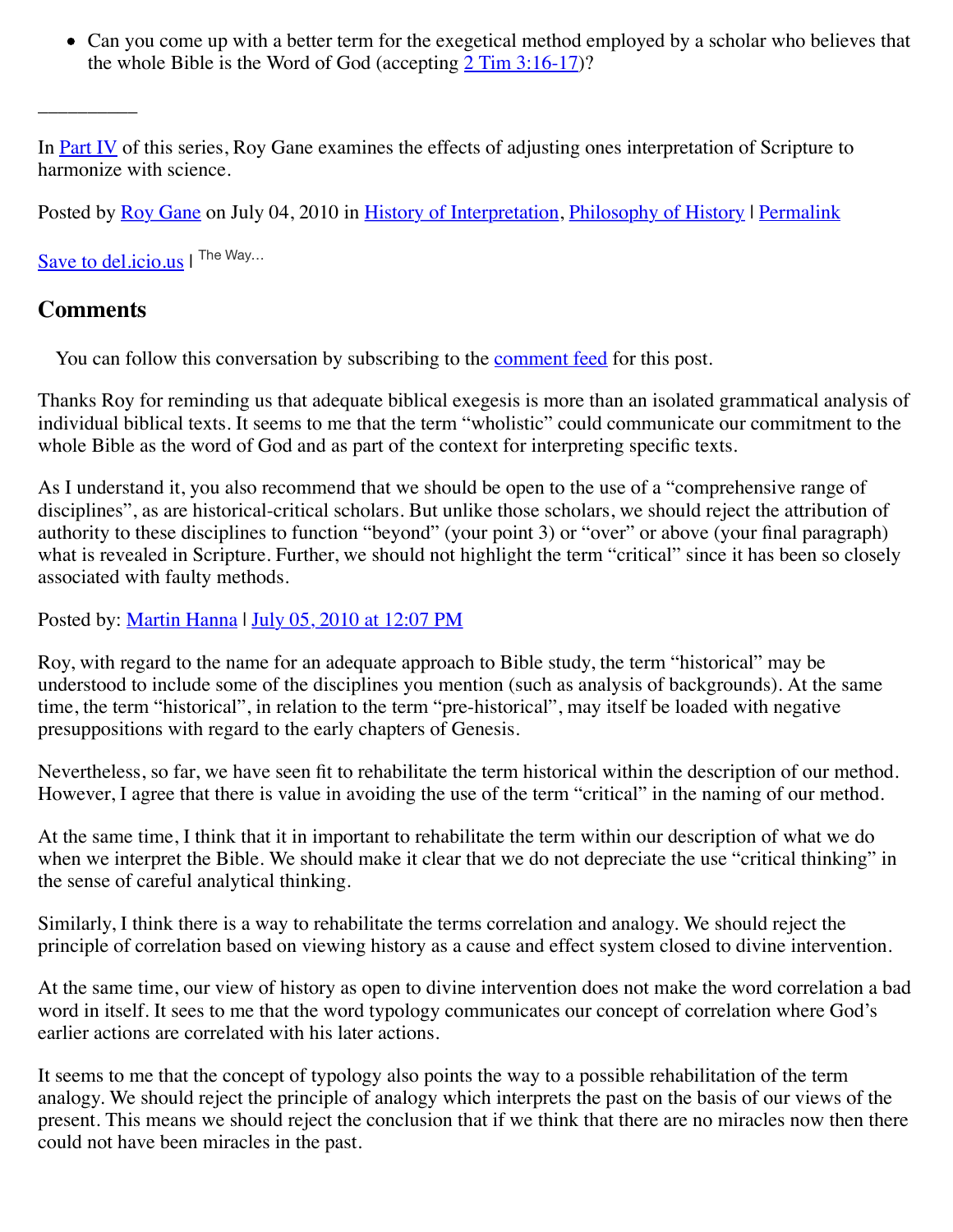- Can you come up with a better term for the exegetical method employed by a scholar who believes that the whole Bible is the Word of God (accepting [2 Tim 3:16-17](#))?

__________

In [Part IV](#) of this series, Roy Gane examines the effects of adjusting ones interpretation of Scripture to harmonize with science.

Posted by [Roy Gane](#) on July 04, 2010 in [History of Interpretation](#), [Philosophy of History](#) | [Permalink](#)

[Save to del.icio.us](#) | The Way...

## Comments

You can follow this conversation by subscribing to the [comment feed](#) for this post.

Thanks Roy for reminding us that adequate biblical exegesis is more than an isolated grammatical analysis of individual biblical texts. It seems to me that the term “wholistic” could communicate our commitment to the whole Bible as the word of God and as part of the context for interpreting specific texts.

As I understand it, you also recommend that we should be open to the use of a “comprehensive range of disciplines”, as are historical-critical scholars. But unlike those scholars, we should reject the attribution of authority to these disciplines to function “beyond” (your point 3) or “over” or above (your final paragraph) what is revealed in Scripture. Further, we should not highlight the term “critical” since it has been so closely associated with faulty methods.

Posted by: [Martin Hanna](#) | [July 05, 2010 at 12:07 PM](#)

Roy, with regard to the name for an adequate approach to Bible study, the term “historical” may be understood to include some of the disciplines you mention (such as analysis of backgrounds). At the same time, the term “historical”, in relation to the term “pre-historical”, may itself be loaded with negative presuppositions with regard to the early chapters of Genesis.

Nevertheless, so far, we have seen fit to rehabilitate the term historical within the description of our method. However, I agree that there is value in avoiding the use of the term “critical” in the naming of our method.

At the same time, I think that it in important to rehabilitate the term within our description of what we do when we interpret the Bible. We should make it clear that we do not depreciate the use “critical thinking” in the sense of careful analytical thinking.

Similarly, I think there is a way to rehabilitate the terms correlation and analogy. We should reject the principle of correlation based on viewing history as a cause and effect system closed to divine intervention.

At the same time, our view of history as open to divine intervention does not make the word correlation a bad word in itself. It sees to me that the word typology communicates our concept of correlation where God’s earlier actions are correlated with his later actions.

It seems to me that the concept of typology also points the way to a possible rehabilitation of the term analogy. We should reject the principle of analogy which interprets the past on the basis of our views of the present. This means we should reject the conclusion that if we think that there are no miracles now then there could not have been miracles in the past.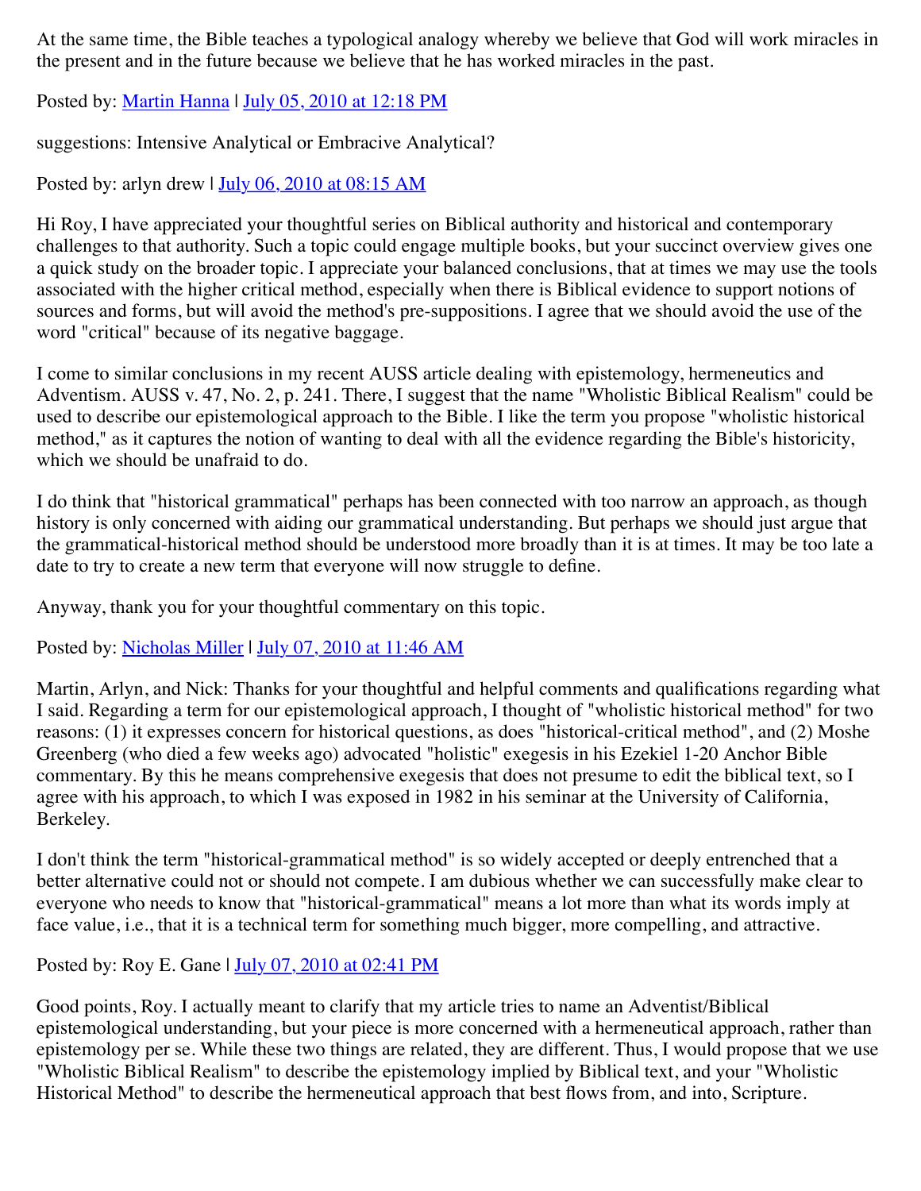At the same time, the Bible teaches a typological analogy whereby we believe that God will work miracles in the present and in the future because we believe that he has worked miracles in the past.

Posted by: Martin Hanna | July 05, 2010 at 12:18 PM

suggestions: Intensive Analytical or Embracive Analytical?

Posted by: arlyn drew | July 06, 2010 at 08:15 AM

Hi Roy, I have appreciated your thoughtful series on Biblical authority and historical and contemporary challenges to that authority. Such a topic could engage multiple books, but your succinct overview gives one a quick study on the broader topic. I appreciate your balanced conclusions, that at times we may use the tools associated with the higher critical method, especially when there is Biblical evidence to support notions of sources and forms, but will avoid the method's pre-suppositions. I agree that we should avoid the use of the word "critical" because of its negative baggage.

I come to similar conclusions in my recent AUSS article dealing with epistemology, hermeneutics and Adventism. AUSS v. 47, No. 2, p. 241. There, I suggest that the name "Wholistic Biblical Realism" could be used to describe our epistemological approach to the Bible. I like the term you propose "wholistic historical method," as it captures the notion of wanting to deal with all the evidence regarding the Bible's historicity, which we should be unafraid to do.

I do think that "historical grammatical" perhaps has been connected with too narrow an approach, as though history is only concerned with aiding our grammatical understanding. But perhaps we should just argue that the grammatical-historical method should be understood more broadly than it is at times. It may be too late a date to try to create a new term that everyone will now struggle to define.

Anyway, thank you for your thoughtful commentary on this topic.

Posted by: Nicholas Miller | July 07, 2010 at 11:46 AM

Martin, Arlyn, and Nick: Thanks for your thoughtful and helpful comments and qualifications regarding what I said. Regarding a term for our epistemological approach, I thought of "wholistic historical method" for two reasons: (1) it expresses concern for historical questions, as does "historical-critical method", and (2) Moshe Greenberg (who died a few weeks ago) advocated "holistic" exegesis in his Ezekiel 1-20 Anchor Bible commentary. By this he means comprehensive exegesis that does not presume to edit the biblical text, so I agree with his approach, to which I was exposed in 1982 in his seminar at the University of California, Berkeley.

I don't think the term "historical-grammatical method" is so widely accepted or deeply entrenched that a better alternative could not or should not compete. I am dubious whether we can successfully make clear to everyone who needs to know that "historical-grammatical" means a lot more than what its words imply at face value, i.e., that it is a technical term for something much bigger, more compelling, and attractive.

Posted by: Roy E. Gane | July 07, 2010 at 02:41 PM

Good points, Roy. I actually meant to clarify that my article tries to name an Adventist/Biblical epistemological understanding, but your piece is more concerned with a hermeneutical approach, rather than epistemology per se. While these two things are related, they are different. Thus, I would propose that we use "Wholistic Biblical Realism" to describe the epistemology implied by Biblical text, and your "Wholistic Historical Method" to describe the hermeneutical approach that best flows from, and into, Scripture.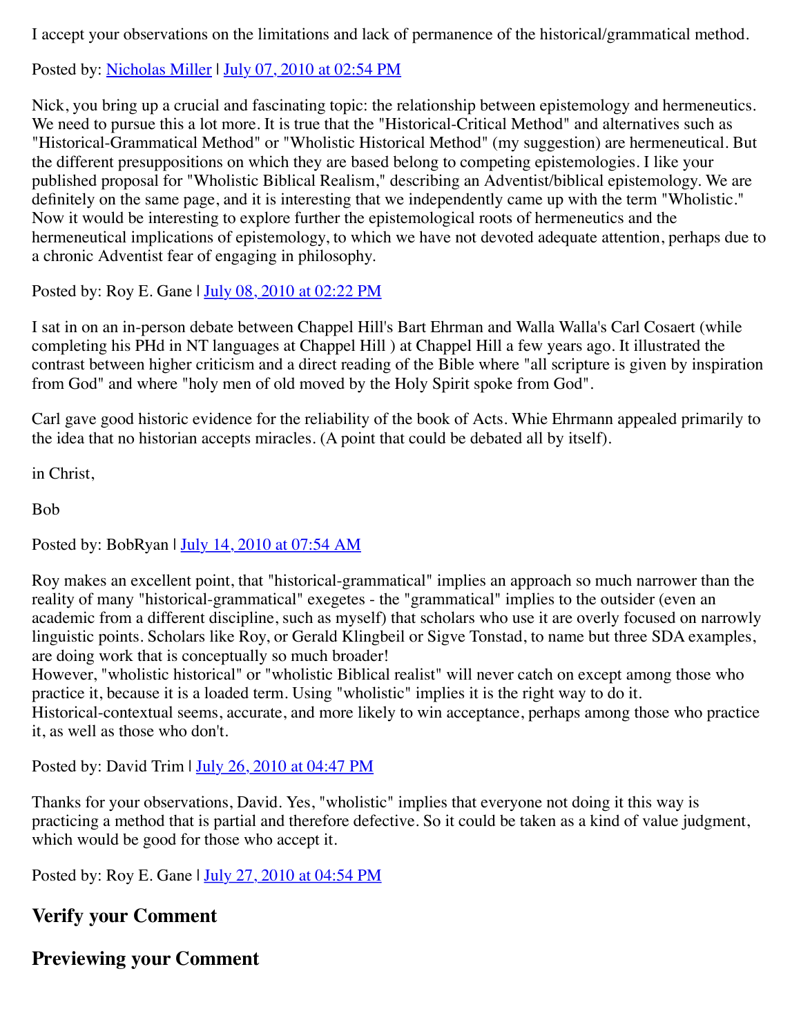I accept your observations on the limitations and lack of permanence of the historical/grammatical method.

Posted by: Nicholas Miller | July 07, 2010 at 02:54 PM

Nick, you bring up a crucial and fascinating topic: the relationship between epistemology and hermeneutics. We need to pursue this a lot more. It is true that the "Historical-Critical Method" and alternatives such as "Historical-Grammatical Method" or "Wholistic Historical Method" (my suggestion) are hermeneutical. But the different presuppositions on which they are based belong to competing epistemologies. I like your published proposal for "Wholistic Biblical Realism," describing an Adventist/biblical epistemology. We are definitely on the same page, and it is interesting that we independently came up with the term "Wholistic." Now it would be interesting to explore further the epistemological roots of hermeneutics and the hermeneutical implications of epistemology, to which we have not devoted adequate attention, perhaps due to a chronic Adventist fear of engaging in philosophy.

Posted by: Roy E. Gane | July 08, 2010 at 02:22 PM

I sat in on an in-person debate between Chappel Hill's Bart Ehrman and Walla Walla's Carl Cosaert (while completing his PHd in NT languages at Chappel Hill ) at Chappel Hill a few years ago. It illustrated the contrast between higher criticism and a direct reading of the Bible where "all scripture is given by inspiration from God" and where "holy men of old moved by the Holy Spirit spoke from God".

Carl gave good historic evidence for the reliability of the book of Acts. Whie Ehrmann appealed primarily to the idea that no historian accepts miracles. (A point that could be debated all by itself).

in Christ,

Bob

Posted by: BobRyan | July 14, 2010 at 07:54 AM

Roy makes an excellent point, that "historical-grammatical" implies an approach so much narrower than the reality of many "historical-grammatical" exegetes - the "grammatical" implies to the outsider (even an academic from a different discipline, such as myself) that scholars who use it are overly focused on narrowly linguistic points. Scholars like Roy, or Gerald Klingbeil or Sigve Tonstad, to name but three SDA examples, are doing work that is conceptually so much broader!
However, "wholistic historical" or "wholistic Biblical realist" will never catch on except among those who practice it, because it is a loaded term. Using "wholistic" implies it is the right way to do it. Historical-contextual seems, accurate, and more likely to win acceptance, perhaps among those who practice it, as well as those who don't.

Posted by: David Trim | July 26, 2010 at 04:47 PM

Thanks for your observations, David. Yes, "wholistic" implies that everyone not doing it this way is practicing a method that is partial and therefore defective. So it could be taken as a kind of value judgment, which would be good for those who accept it.

Posted by: Roy E. Gane | July 27, 2010 at 04:54 PM

## Verify your Comment

## Previewing your Comment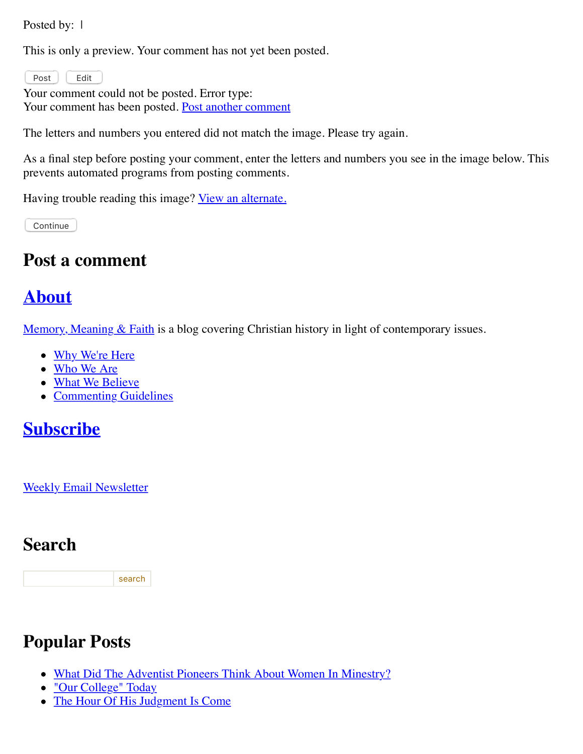Posted by: |

This is only a preview. Your comment has not yet been posted.

Post Edit

Your comment could not be posted. Error type:
Your comment has been posted. Post another comment

The letters and numbers you entered did not match the image. Please try again.

As a final step before posting your comment, enter the letters and numbers you see in the image below. This prevents automated programs from posting comments.

Having trouble reading this image? View an alternate.

Continue

## Post a comment

## About

Memory, Meaning & Faith is a blog covering Christian history in light of contemporary issues.

- Why We're Here
- Who We Are
- What We Believe
- Commenting Guidelines

## Subscribe

Weekly Email Newsletter

## Search

search

## Popular Posts

- What Did The Adventist Pioneers Think About Women In Minestry?
- "Our College" Today
- The Hour Of His Judgment Is Come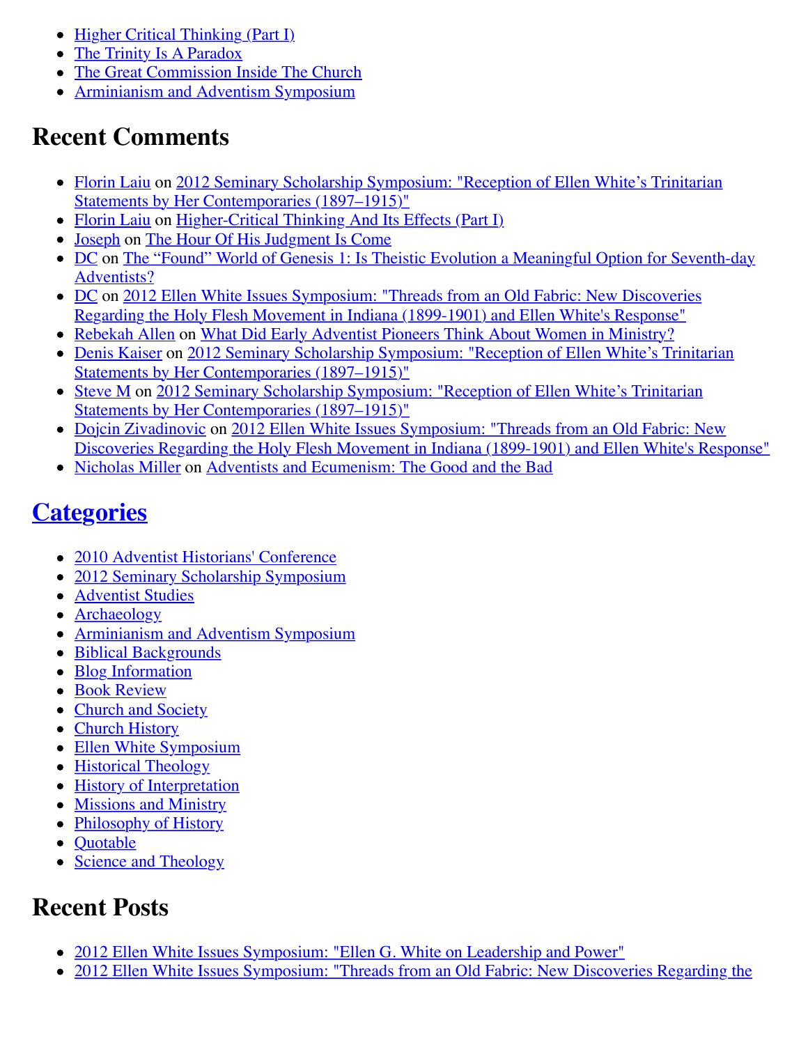- Higher Critical Thinking (Part I)
- The Trinity Is A Paradox
- The Great Commission Inside The Church
- Arminianism and Adventism Symposium

## Recent Comments

- Florin Laiu on 2012 Seminary Scholarship Symposium: "Reception of Ellen White's Trinitarian Statements by Her Contemporaries (1897–1915)"
- Florin Laiu on Higher-Critical Thinking And Its Effects (Part I)
- Joseph on The Hour Of His Judgment Is Come
- DC on The "Found" World of Genesis 1: Is Theistic Evolution a Meaningful Option for Seventh-day Adventists?
- DC on 2012 Ellen White Issues Symposium: "Threads from an Old Fabric: New Discoveries Regarding the Holy Flesh Movement in Indiana (1899-1901) and Ellen White's Response"
- Rebekah Allen on What Did Early Adventist Pioneers Think About Women in Ministry?
- Denis Kaiser on 2012 Seminary Scholarship Symposium: "Reception of Ellen White's Trinitarian Statements by Her Contemporaries (1897–1915)"
- Steve M on 2012 Seminary Scholarship Symposium: "Reception of Ellen White's Trinitarian Statements by Her Contemporaries (1897–1915)"
- Dojcin Zivadinovic on 2012 Ellen White Issues Symposium: "Threads from an Old Fabric: New Discoveries Regarding the Holy Flesh Movement in Indiana (1899-1901) and Ellen White's Response"
- Nicholas Miller on Adventists and Ecumenism: The Good and the Bad

## Categories

- 2010 Adventist Historians' Conference
- 2012 Seminary Scholarship Symposium
- Adventist Studies
- Archaeology
- Arminianism and Adventism Symposium
- Biblical Backgrounds
- Blog Information
- Book Review
- Church and Society
- Church History
- Ellen White Symposium
- Historical Theology
- History of Interpretation
- Missions and Ministry
- Philosophy of History
- Quotable
- Science and Theology

## Recent Posts

- 2012 Ellen White Issues Symposium: "Ellen G. White on Leadership and Power"
- 2012 Ellen White Issues Symposium: "Threads from an Old Fabric: New Discoveries Regarding the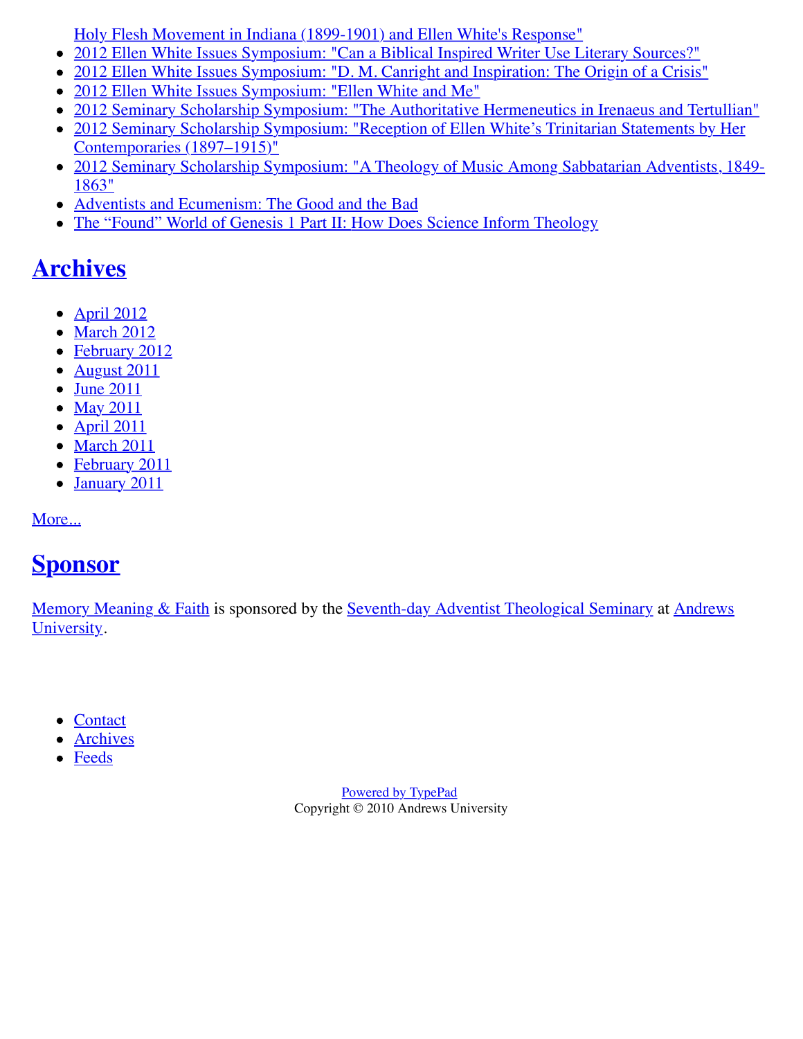Holy Flesh Movement in Indiana (1899-1901) and Ellen White's Response"

- 2012 Ellen White Issues Symposium: "Can a Biblical Inspired Writer Use Literary Sources?"
- 2012 Ellen White Issues Symposium: "D. M. Canright and Inspiration: The Origin of a Crisis"
- 2012 Ellen White Issues Symposium: "Ellen White and Me"
- 2012 Seminary Scholarship Symposium: "The Authoritative Hermeneutics in Irenaeus and Tertullian"
- 2012 Seminary Scholarship Symposium: "Reception of Ellen White's Trinitarian Statements by Her Contemporaries (1897–1915)"
- 2012 Seminary Scholarship Symposium: "A Theology of Music Among Sabbatarian Adventists, 1849-1863"
- Adventists and Ecumenism: The Good and the Bad
- The "Found" World of Genesis 1 Part II: How Does Science Inform Theology

## Archives

- April 2012
- March 2012
- February 2012
- August 2011
- June 2011
- May 2011
- April 2011
- March 2011
- February 2011
- January 2011

More...

## Sponsor

Memory Meaning & Faith is sponsored by the Seventh-day Adventist Theological Seminary at Andrews University.

- Contact
- Archives
- Feeds

Powered by TypePad
Copyright © 2010 Andrews University